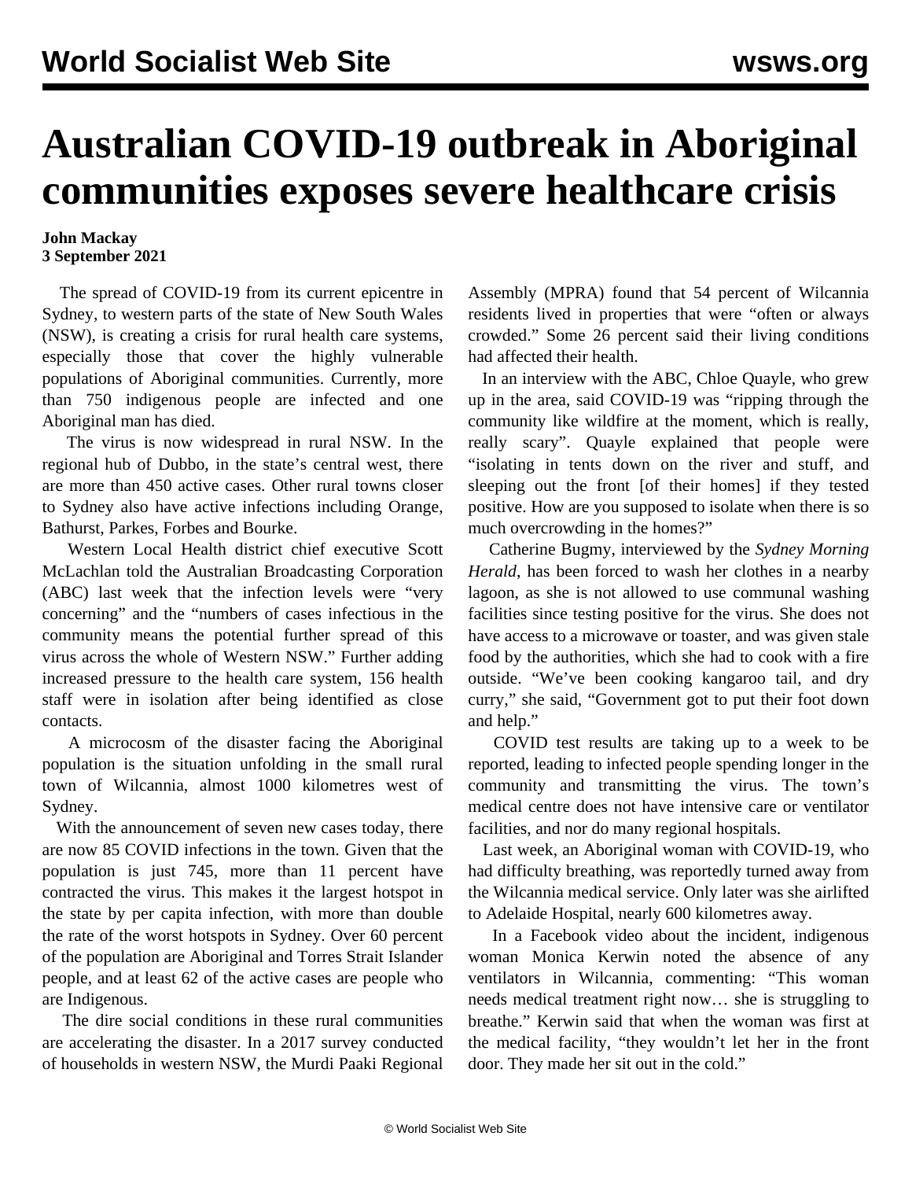# Australian COVID-19 outbreak in Aboriginal communities exposes severe healthcare crisis

**John Mackay**
**3 September 2021**

The spread of COVID-19 from its current epicentre in Sydney, to western parts of the state of New South Wales (NSW), is creating a crisis for rural health care systems, especially those that cover the highly vulnerable populations of Aboriginal communities. Currently, more than 750 indigenous people are infected and one Aboriginal man has died.

The virus is now widespread in rural NSW. In the regional hub of Dubbo, in the state's central west, there are more than 450 active cases. Other rural towns closer to Sydney also have active infections including Orange, Bathurst, Parkes, Forbes and Bourke.

Western Local Health district chief executive Scott McLachlan told the Australian Broadcasting Corporation (ABC) last week that the infection levels were "very concerning" and the "numbers of cases infectious in the community means the potential further spread of this virus across the whole of Western NSW." Further adding increased pressure to the health care system, 156 health staff were in isolation after being identified as close contacts.

A microcosm of the disaster facing the Aboriginal population is the situation unfolding in the small rural town of Wilcannia, almost 1000 kilometres west of Sydney.

With the announcement of seven new cases today, there are now 85 COVID infections in the town. Given that the population is just 745, more than 11 percent have contracted the virus. This makes it the largest hotspot in the state by per capita infection, with more than double the rate of the worst hotspots in Sydney. Over 60 percent of the population are Aboriginal and Torres Strait Islander people, and at least 62 of the active cases are people who are Indigenous.

The dire social conditions in these rural communities are accelerating the disaster. In a 2017 survey conducted of households in western NSW, the Murdi Paaki Regional Assembly (MPRA) found that 54 percent of Wilcannia residents lived in properties that were "often or always crowded." Some 26 percent said their living conditions had affected their health.

In an interview with the ABC, Chloe Quayle, who grew up in the area, said COVID-19 was "ripping through the community like wildfire at the moment, which is really, really scary". Quayle explained that people were "isolating in tents down on the river and stuff, and sleeping out the front [of their homes] if they tested positive. How are you supposed to isolate when there is so much overcrowding in the homes?"

Catherine Bugmy, interviewed by the *Sydney Morning Herald*, has been forced to wash her clothes in a nearby lagoon, as she is not allowed to use communal washing facilities since testing positive for the virus. She does not have access to a microwave or toaster, and was given stale food by the authorities, which she had to cook with a fire outside. "We've been cooking kangaroo tail, and dry curry," she said, "Government got to put their foot down and help."

COVID test results are taking up to a week to be reported, leading to infected people spending longer in the community and transmitting the virus. The town's medical centre does not have intensive care or ventilator facilities, and nor do many regional hospitals.

Last week, an Aboriginal woman with COVID-19, who had difficulty breathing, was reportedly turned away from the Wilcannia medical service. Only later was she airlifted to Adelaide Hospital, nearly 600 kilometres away.

In a Facebook video about the incident, indigenous woman Monica Kerwin noted the absence of any ventilators in Wilcannia, commenting: "This woman needs medical treatment right now… she is struggling to breathe." Kerwin said that when the woman was first at the medical facility, "they wouldn't let her in the front door. They made her sit out in the cold."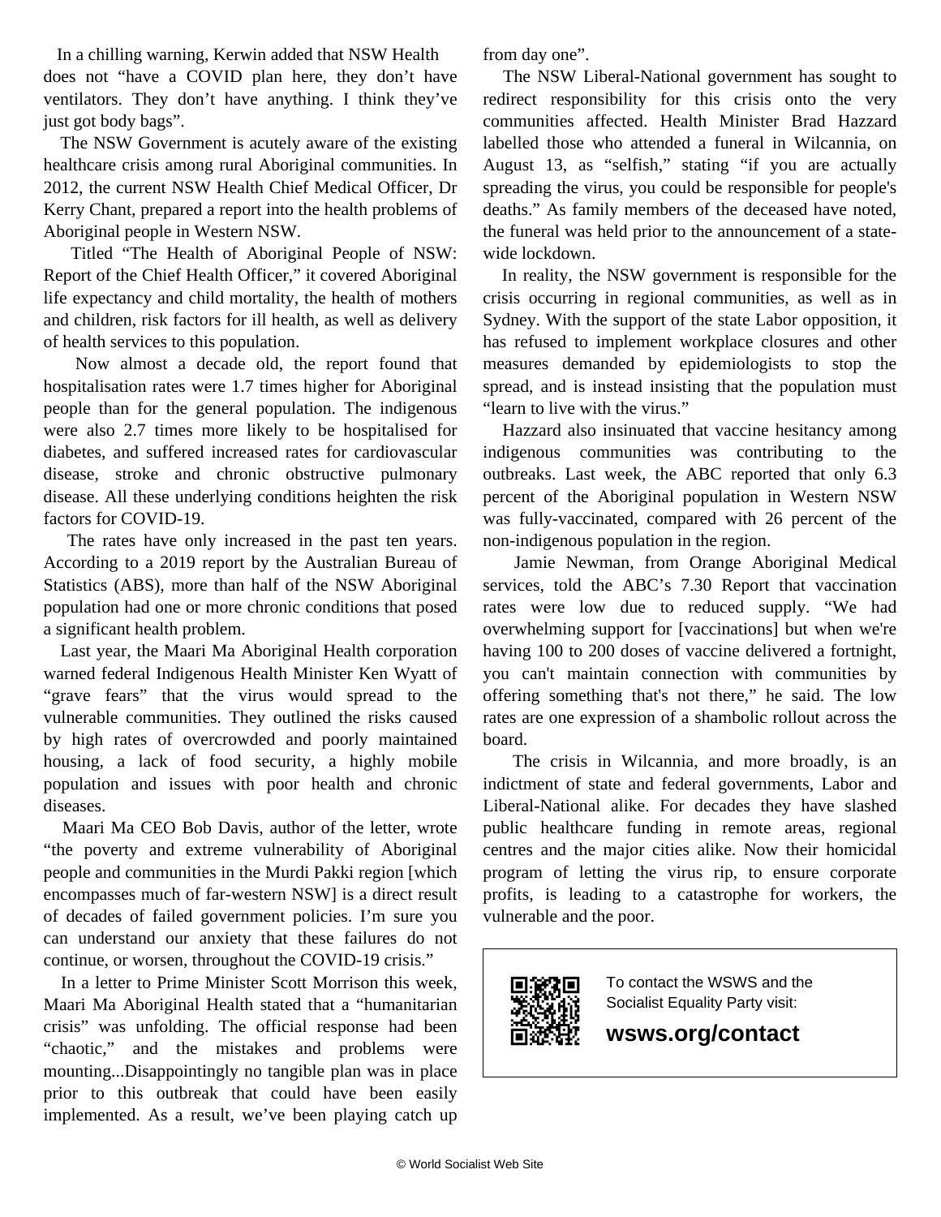In a chilling warning, Kerwin added that NSW Health does not "have a COVID plan here, they don't have ventilators. They don't have anything. I think they've just got body bags".

The NSW Government is acutely aware of the existing healthcare crisis among rural Aboriginal communities. In 2012, the current NSW Health Chief Medical Officer, Dr Kerry Chant, prepared a report into the health problems of Aboriginal people in Western NSW.

Titled "The Health of Aboriginal People of NSW: Report of the Chief Health Officer," it covered Aboriginal life expectancy and child mortality, the health of mothers and children, risk factors for ill health, as well as delivery of health services to this population.

Now almost a decade old, the report found that hospitalisation rates were 1.7 times higher for Aboriginal people than for the general population. The indigenous were also 2.7 times more likely to be hospitalised for diabetes, and suffered increased rates for cardiovascular disease, stroke and chronic obstructive pulmonary disease. All these underlying conditions heighten the risk factors for COVID-19.

The rates have only increased in the past ten years. According to a 2019 report by the Australian Bureau of Statistics (ABS), more than half of the NSW Aboriginal population had one or more chronic conditions that posed a significant health problem.

Last year, the Maari Ma Aboriginal Health corporation warned federal Indigenous Health Minister Ken Wyatt of "grave fears" that the virus would spread to the vulnerable communities. They outlined the risks caused by high rates of overcrowded and poorly maintained housing, a lack of food security, a highly mobile population and issues with poor health and chronic diseases.

Maari Ma CEO Bob Davis, author of the letter, wrote "the poverty and extreme vulnerability of Aboriginal people and communities in the Murdi Pakki region [which encompasses much of far-western NSW] is a direct result of decades of failed government policies. I'm sure you can understand our anxiety that these failures do not continue, or worsen, throughout the COVID-19 crisis."

In a letter to Prime Minister Scott Morrison this week, Maari Ma Aboriginal Health stated that a "humanitarian crisis" was unfolding. The official response had been "chaotic," and the mistakes and problems were mounting...Disappointingly no tangible plan was in place prior to this outbreak that could have been easily implemented. As a result, we've been playing catch up from day one".

The NSW Liberal-National government has sought to redirect responsibility for this crisis onto the very communities affected. Health Minister Brad Hazzard labelled those who attended a funeral in Wilcannia, on August 13, as "selfish," stating "if you are actually spreading the virus, you could be responsible for people's deaths." As family members of the deceased have noted, the funeral was held prior to the announcement of a state-wide lockdown.

In reality, the NSW government is responsible for the crisis occurring in regional communities, as well as in Sydney. With the support of the state Labor opposition, it has refused to implement workplace closures and other measures demanded by epidemiologists to stop the spread, and is instead insisting that the population must "learn to live with the virus."

Hazzard also insinuated that vaccine hesitancy among indigenous communities was contributing to the outbreaks. Last week, the ABC reported that only 6.3 percent of the Aboriginal population in Western NSW was fully-vaccinated, compared with 26 percent of the non-indigenous population in the region.

Jamie Newman, from Orange Aboriginal Medical services, told the ABC's 7.30 Report that vaccination rates were low due to reduced supply. "We had overwhelming support for [vaccinations] but when we're having 100 to 200 doses of vaccine delivered a fortnight, you can't maintain connection with communities by offering something that's not there," he said. The low rates are one expression of a shambolic rollout across the board.

The crisis in Wilcannia, and more broadly, is an indictment of state and federal governments, Labor and Liberal-National alike. For decades they have slashed public healthcare funding in remote areas, regional centres and the major cities alike. Now their homicidal program of letting the virus rip, to ensure corporate profits, is leading to a catastrophe for workers, the vulnerable and the poor.

To contact the WSWS and the Socialist Equality Party visit:

**wsws.org/contact**